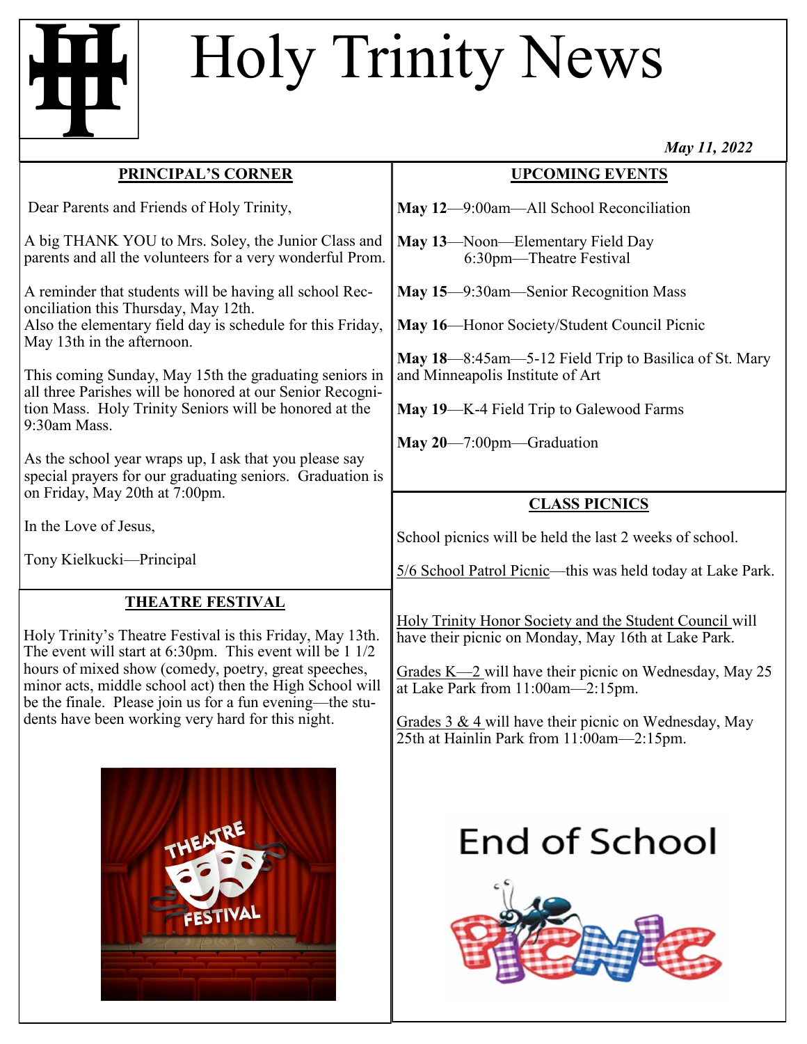# Holy Trinity News

*May 11, 2022*

## PRINCIPAL'S CORNER

Dear Parents and Friends of Holy Trinity,

A big THANK YOU to Mrs. Soley, the Junior Class and parents and all the volunteers for a very wonderful Prom.

A reminder that students will be having all school Reconciliation this Thursday, May 12th.
Also the elementary field day is schedule for this Friday, May 13th in the afternoon.

This coming Sunday, May 15th the graduating seniors in all three Parishes will be honored at our Senior Recognition Mass. Holy Trinity Seniors will be honored at the 9:30am Mass.

As the school year wraps up, I ask that you please say special prayers for our graduating seniors. Graduation is on Friday, May 20th at 7:00pm.

In the Love of Jesus,

Tony Kielkucki—Principal

## THEATRE FESTIVAL

Holy Trinity's Theatre Festival is this Friday, May 13th. The event will start at 6:30pm. This event will be 1 1/2 hours of mixed show (comedy, poetry, great speeches, minor acts, middle school act) then the High School will be the finale. Please join us for a fun evening—the students have been working very hard for this night.

## UPCOMING EVENTS

**May 12**—9:00am—All School Reconciliation

**May 13**—Noon—Elementary Field Day
6:30pm—Theatre Festival

**May 15**—9:30am—Senior Recognition Mass

**May 16**—Honor Society/Student Council Picnic

**May 18**—8:45am—5-12 Field Trip to Basilica of St. Mary and Minneapolis Institute of Art

**May 19**—K-4 Field Trip to Galewood Farms

**May 20**—7:00pm—Graduation

## CLASS PICNICS

School picnics will be held the last 2 weeks of school.

5/6 School Patrol Picnic—this was held today at Lake Park.

Holy Trinity Honor Society and the Student Council will have their picnic on Monday, May 16th at Lake Park.

Grades K—2 will have their picnic on Wednesday, May 25 at Lake Park from 11:00am—2:15pm.

Grades 3 & 4 will have their picnic on Wednesday, May 25th at Hainlin Park from 11:00am—2:15pm.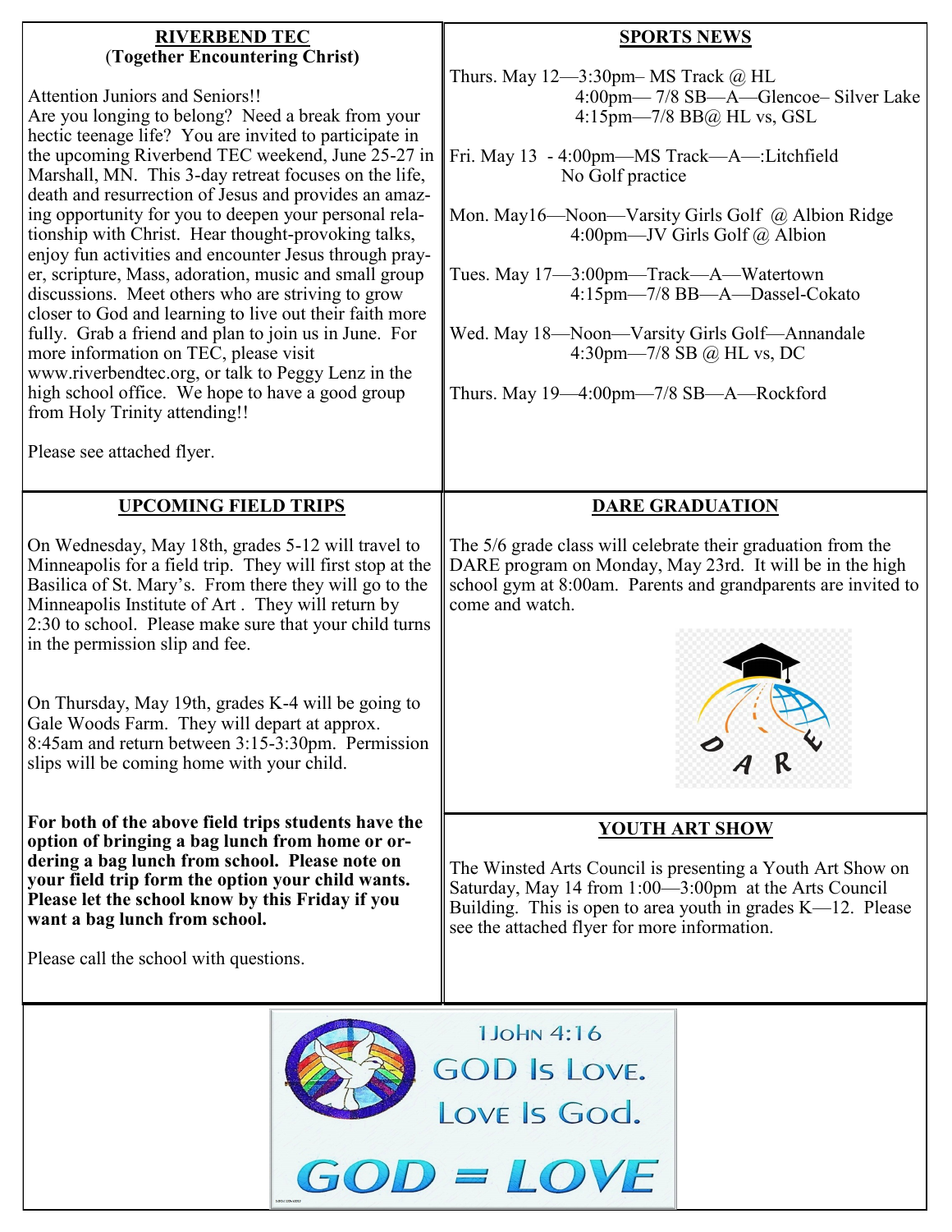## RIVERBEND TEC
**(Together Encountering Christ)**

Attention Juniors and Seniors!!
Are you longing to belong? Need a break from your hectic teenage life? You are invited to participate in the upcoming Riverbend TEC weekend, June 25-27 in Marshall, MN. This 3-day retreat focuses on the life, death and resurrection of Jesus and provides an amazing opportunity for you to deepen your personal relationship with Christ. Hear thought-provoking talks, enjoy fun activities and encounter Jesus through prayer, scripture, Mass, adoration, music and small group discussions. Meet others who are striving to grow closer to God and learning to live out their faith more fully. Grab a friend and plan to join us in June. For more information on TEC, please visit www.riverbendtec.org, or talk to Peggy Lenz in the high school office. We hope to have a good group from Holy Trinity attending!!

Please see attached flyer.

## SPORTS NEWS

Thurs. May 12—3:30pm– MS Track @ HL
4:00pm— 7/8 SB—A—Glencoe– Silver Lake
4:15pm—7/8 BB@ HL vs, GSL

Fri. May 13 - 4:00pm—MS Track—A—:Litchfield
No Golf practice

Mon. May16—Noon—Varsity Girls Golf @ Albion Ridge
4:00pm—JV Girls Golf @ Albion

Tues. May 17—3:00pm—Track—A—Watertown
4:15pm—7/8 BB—A—Dassel-Cokato

Wed. May 18—Noon—Varsity Girls Golf—Annandale
4:30pm—7/8 SB @ HL vs, DC

Thurs. May 19—4:00pm—7/8 SB—A—Rockford

## UPCOMING FIELD TRIPS

On Wednesday, May 18th, grades 5-12 will travel to Minneapolis for a field trip. They will first stop at the Basilica of St. Mary's. From there they will go to the Minneapolis Institute of Art . They will return by 2:30 to school. Please make sure that your child turns in the permission slip and fee.

On Thursday, May 19th, grades K-4 will be going to Gale Woods Farm. They will depart at approx. 8:45am and return between 3:15-3:30pm. Permission slips will be coming home with your child.

**For both of the above field trips students have the option of bringing a bag lunch from home or ordering a bag lunch from school. Please note on your field trip form the option your child wants. Please let the school know by this Friday if you want a bag lunch from school.**

Please call the school with questions.

## DARE GRADUATION

The 5/6 grade class will celebrate their graduation from the DARE program on Monday, May 23rd. It will be in the high school gym at 8:00am. Parents and grandparents are invited to come and watch.

## YOUTH ART SHOW

The Winsted Arts Council is presenting a Youth Art Show on Saturday, May 14 from 1:00—3:00pm at the Arts Council Building. This is open to area youth in grades K—12. Please see the attached flyer for more information.

1 John 4:16
GOD Is Love.
Love Is God.
GOD = LOVE